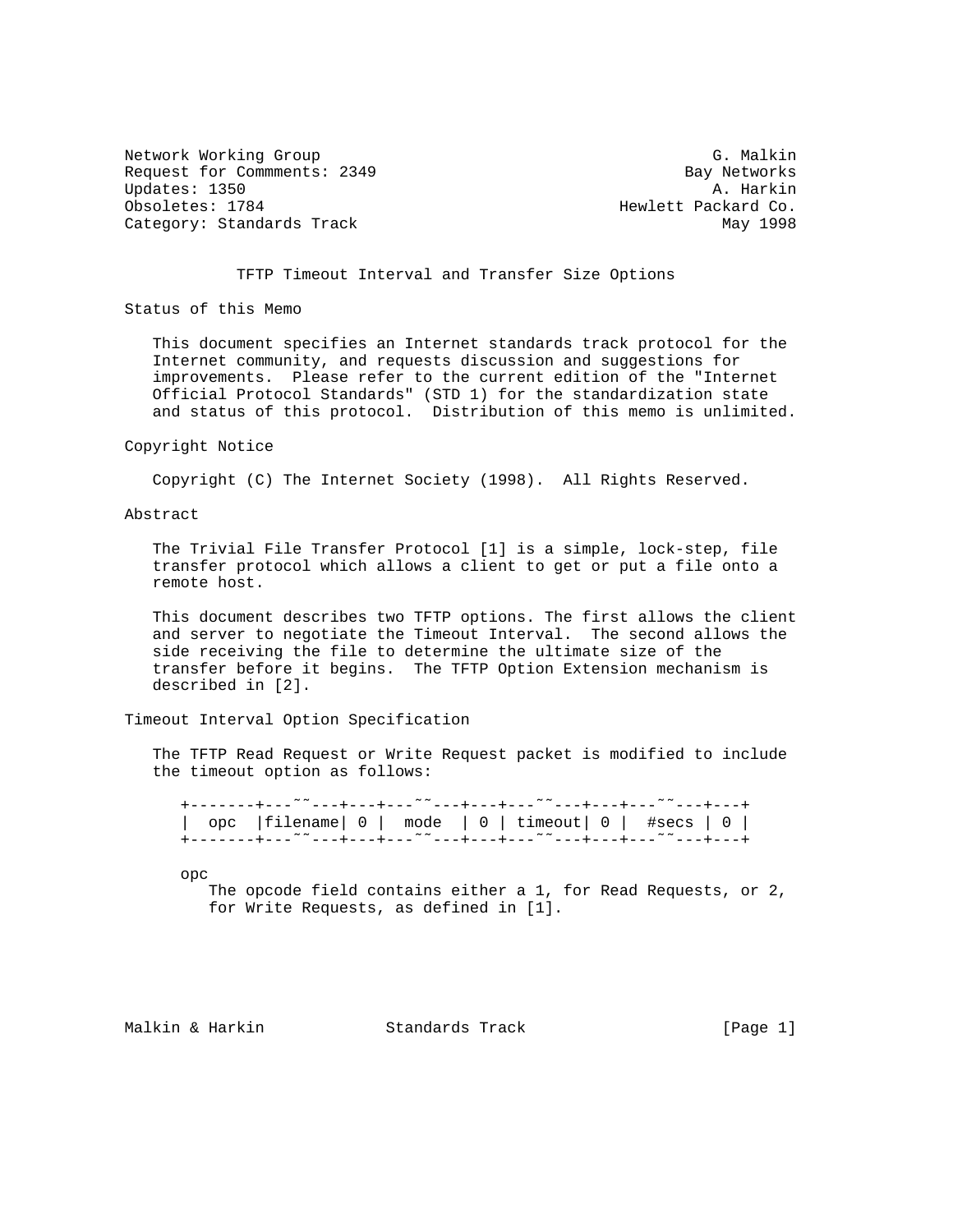Network Working Group G. Malkin
Request for Commments: 2349 Bay Networks
Updates: 1350 A. Harkin
Obsoletes: 1784 Hewlett Packard Co.
Category: Standards Track May 1998

# TFTP Timeout Interval and Transfer Size Options

## Status of this Memo

This document specifies an Internet standards track protocol for the Internet community, and requests discussion and suggestions for improvements. Please refer to the current edition of the "Internet Official Protocol Standards" (STD 1) for the standardization state and status of this protocol. Distribution of this memo is unlimited.

## Copyright Notice

Copyright (C) The Internet Society (1998). All Rights Reserved.

## Abstract

The Trivial File Transfer Protocol [1] is a simple, lock-step, file transfer protocol which allows a client to get or put a file onto a remote host.

This document describes two TFTP options. The first allows the client and server to negotiate the Timeout Interval. The second allows the side receiving the file to determine the ultimate size of the transfer before it begins. The TFTP Option Extension mechanism is described in [2].

## Timeout Interval Option Specification

The TFTP Read Request or Write Request packet is modified to include the timeout option as follows:

```
+-------+---~~---+---+---~~---+---+---~~---+---+---~~---+---+
|  opc  |filename| 0 |  mode  | 0 | timeout| 0 |  #secs | 0 |
+-------+---~~---+---+---~~---+---+---~~---+---+---~~---+---+
```

opc
   The opcode field contains either a 1, for Read Requests, or 2, for Write Requests, as defined in [1].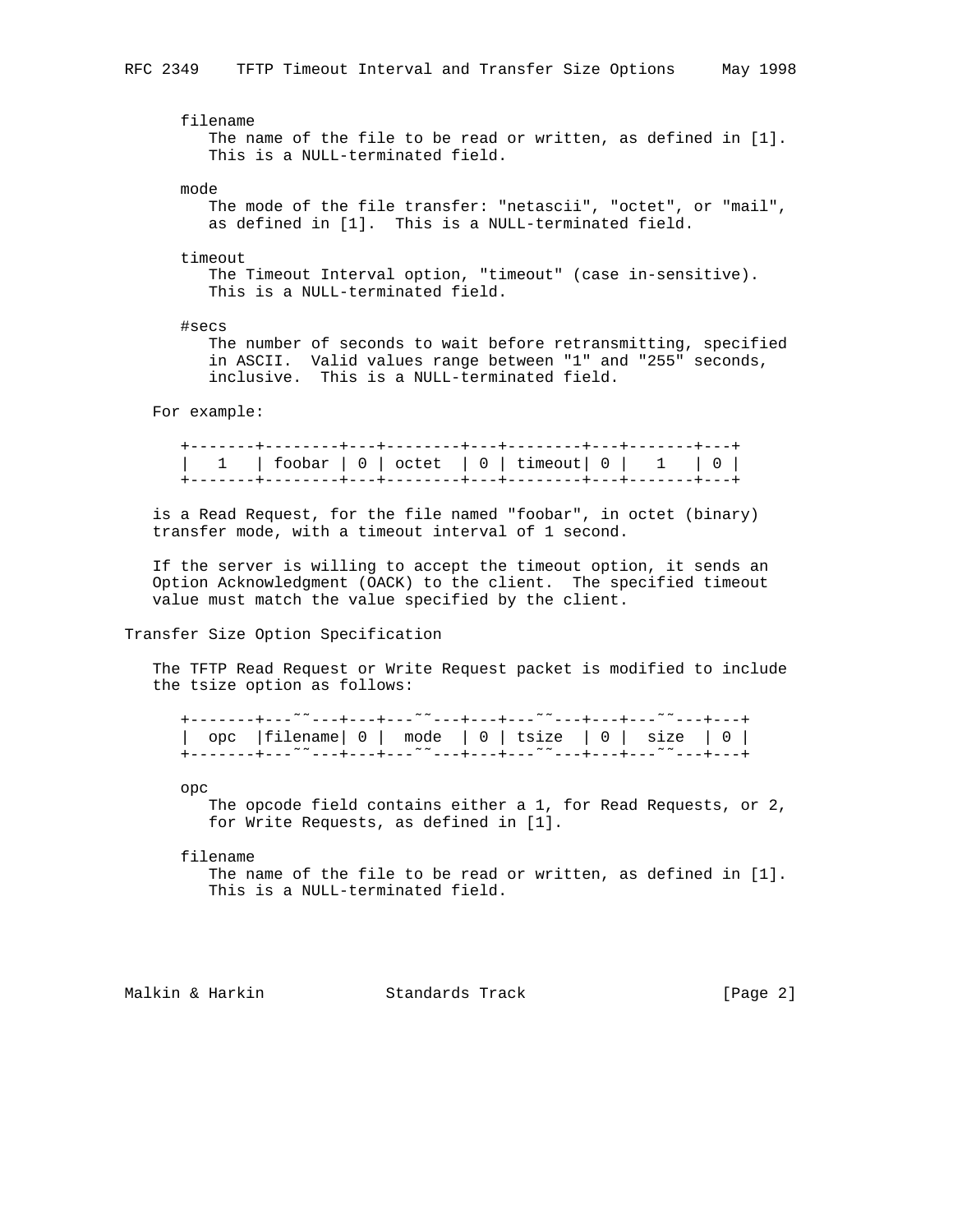filename
   The name of the file to be read or written, as defined in [1].
   This is a NULL-terminated field.

mode
   The mode of the file transfer: "netascii", "octet", or "mail",
   as defined in [1].  This is a NULL-terminated field.

timeout
   The Timeout Interval option, "timeout" (case in-sensitive).
   This is a NULL-terminated field.

#secs
   The number of seconds to wait before retransmitting, specified
   in ASCII.  Valid values range between "1" and "255" seconds,
   inclusive.  This is a NULL-terminated field.

For example:

```
+-------+--------+---+--------+---+--------+---+-------+---+
|   1   | foobar | 0 | octet  | 0 | timeout| 0 |   1   | 0 |
+-------+--------+---+--------+---+--------+---+-------+---+
```

is a Read Request, for the file named "foobar", in octet (binary) transfer mode, with a timeout interval of 1 second.

If the server is willing to accept the timeout option, it sends an Option Acknowledgment (OACK) to the client.  The specified timeout value must match the value specified by the client.

## Transfer Size Option Specification

The TFTP Read Request or Write Request packet is modified to include the tsize option as follows:

```
+-------+---~~---+---+---~~---+---+---~~---+---+---~~---+---+
|  opc  |filename| 0 |  mode  | 0 | tsize  | 0 |  size  | 0 |
+-------+---~~---+---+---~~---+---+---~~---+---+---~~---+---+
```

opc
   The opcode field contains either a 1, for Read Requests, or 2,
   for Write Requests, as defined in [1].

filename
   The name of the file to be read or written, as defined in [1].
   This is a NULL-terminated field.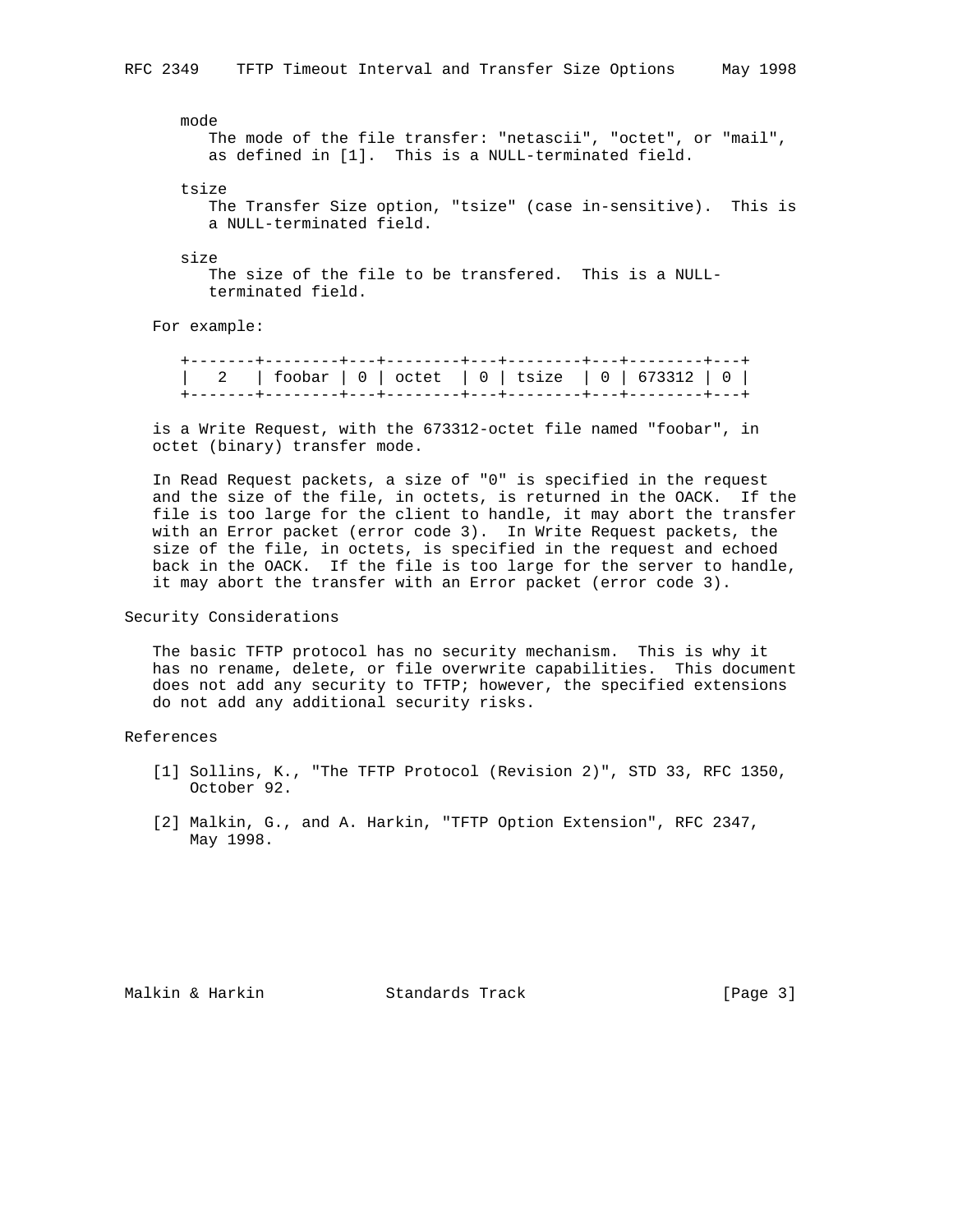mode
: The mode of the file transfer: "netascii", "octet", or "mail", as defined in [1]. This is a NULL-terminated field.

tsize
: The Transfer Size option, "tsize" (case in-sensitive). This is a NULL-terminated field.

size
: The size of the file to be transfered. This is a NULL-terminated field.

For example:

```
+-------+--------+---+--------+---+--------+---+--------+---+
|   2   | foobar | 0 | octet  | 0 | tsize  | 0 | 673312 | 0 |
+-------+--------+---+--------+---+--------+---+--------+---+
```

is a Write Request, with the 673312-octet file named "foobar", in octet (binary) transfer mode.

In Read Request packets, a size of "0" is specified in the request and the size of the file, in octets, is returned in the OACK. If the file is too large for the client to handle, it may abort the transfer with an Error packet (error code 3). In Write Request packets, the size of the file, in octets, is specified in the request and echoed back in the OACK. If the file is too large for the server to handle, it may abort the transfer with an Error packet (error code 3).

## Security Considerations

The basic TFTP protocol has no security mechanism. This is why it has no rename, delete, or file overwrite capabilities. This document does not add any security to TFTP; however, the specified extensions do not add any additional security risks.

## References

[1] Sollins, K., "The TFTP Protocol (Revision 2)", STD 33, RFC 1350, October 92.

[2] Malkin, G., and A. Harkin, "TFTP Option Extension", RFC 2347, May 1998.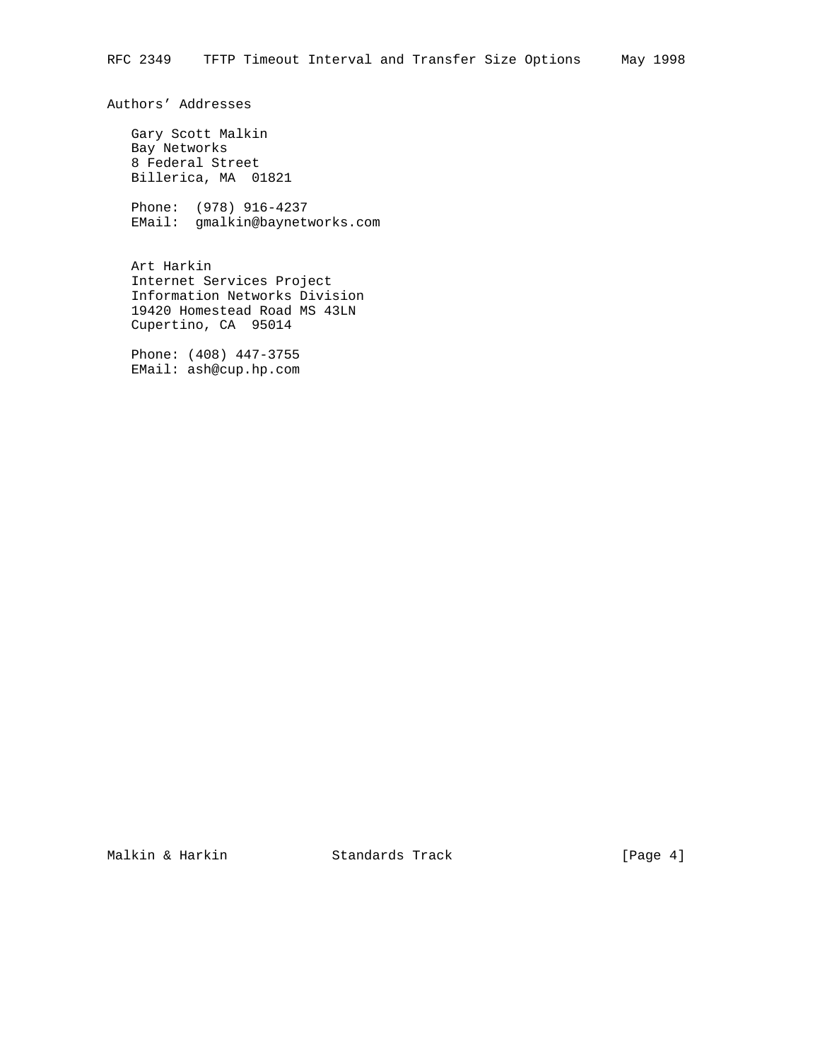# Authors' Addresses

Gary Scott Malkin
Bay Networks
8 Federal Street
Billerica, MA  01821

Phone:  (978) 916-4237
EMail:  gmalkin@baynetworks.com

Art Harkin
Internet Services Project
Information Networks Division
19420 Homestead Road MS 43LN
Cupertino, CA  95014

Phone: (408) 447-3755
EMail: ash@cup.hp.com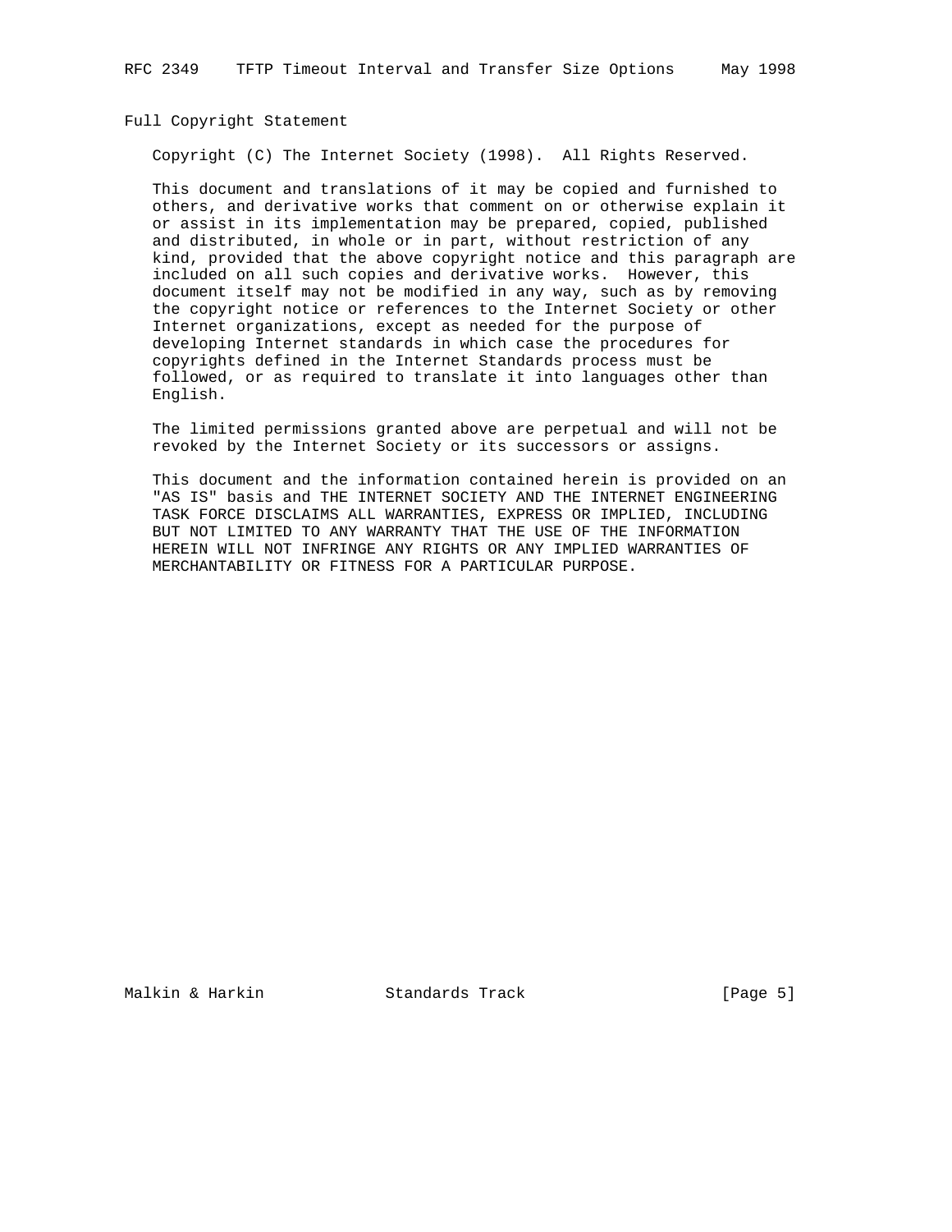## Full Copyright Statement

Copyright (C) The Internet Society (1998). All Rights Reserved.

This document and translations of it may be copied and furnished to others, and derivative works that comment on or otherwise explain it or assist in its implementation may be prepared, copied, published and distributed, in whole or in part, without restriction of any kind, provided that the above copyright notice and this paragraph are included on all such copies and derivative works. However, this document itself may not be modified in any way, such as by removing the copyright notice or references to the Internet Society or other Internet organizations, except as needed for the purpose of developing Internet standards in which case the procedures for copyrights defined in the Internet Standards process must be followed, or as required to translate it into languages other than English.

The limited permissions granted above are perpetual and will not be revoked by the Internet Society or its successors or assigns.

This document and the information contained herein is provided on an "AS IS" basis and THE INTERNET SOCIETY AND THE INTERNET ENGINEERING TASK FORCE DISCLAIMS ALL WARRANTIES, EXPRESS OR IMPLIED, INCLUDING BUT NOT LIMITED TO ANY WARRANTY THAT THE USE OF THE INFORMATION HEREIN WILL NOT INFRINGE ANY RIGHTS OR ANY IMPLIED WARRANTIES OF MERCHANTABILITY OR FITNESS FOR A PARTICULAR PURPOSE.